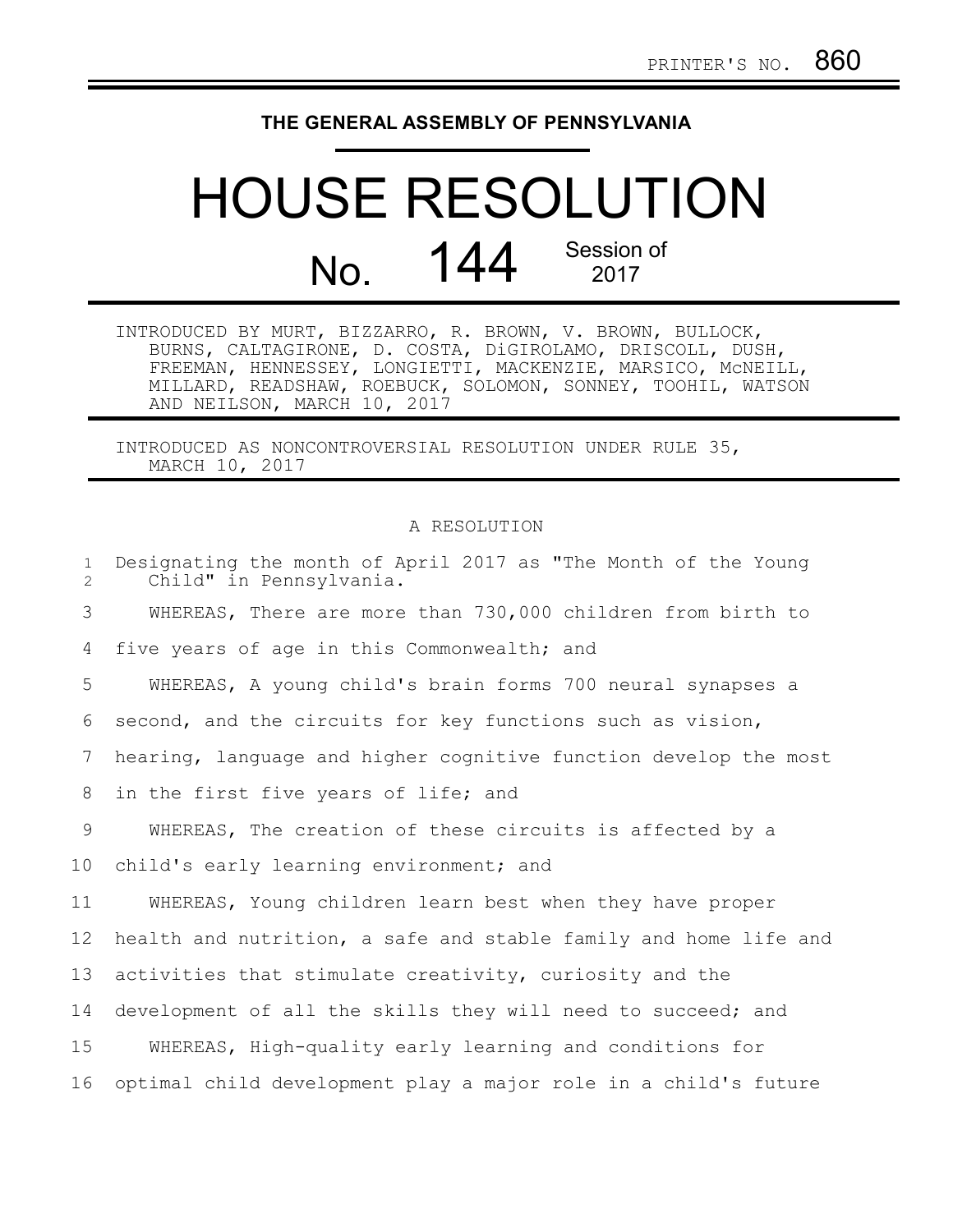PRINTER'S NO. 860

THE GENERAL ASSEMBLY OF PENNSYLVANIA

# HOUSE RESOLUTION

## No. 144 Session of 2017

INTRODUCED BY MURT, BIZZARRO, R. BROWN, V. BROWN, BULLOCK, BURNS, CALTAGIRONE, D. COSTA, DiGIROLAMO, DRISCOLL, DUSH, FREEMAN, HENNESSEY, LONGIETTI, MACKENZIE, MARSICO, McNEILL, MILLARD, READSHAW, ROEBUCK, SOLOMON, SONNEY, TOOHIL, WATSON AND NEILSON, MARCH 10, 2017

INTRODUCED AS NONCONTROVERSIAL RESOLUTION UNDER RULE 35, MARCH 10, 2017

A RESOLUTION

Designating the month of April 2017 as "The Month of the Young Child" in Pennsylvania.

WHEREAS, There are more than 730,000 children from birth to five years of age in this Commonwealth; and

WHEREAS, A young child's brain forms 700 neural synapses a second, and the circuits for key functions such as vision, hearing, language and higher cognitive function develop the most in the first five years of life; and

WHEREAS, The creation of these circuits is affected by a child's early learning environment; and

WHEREAS, Young children learn best when they have proper health and nutrition, a safe and stable family and home life and activities that stimulate creativity, curiosity and the development of all the skills they will need to succeed; and

WHEREAS, High-quality early learning and conditions for optimal child development play a major role in a child's future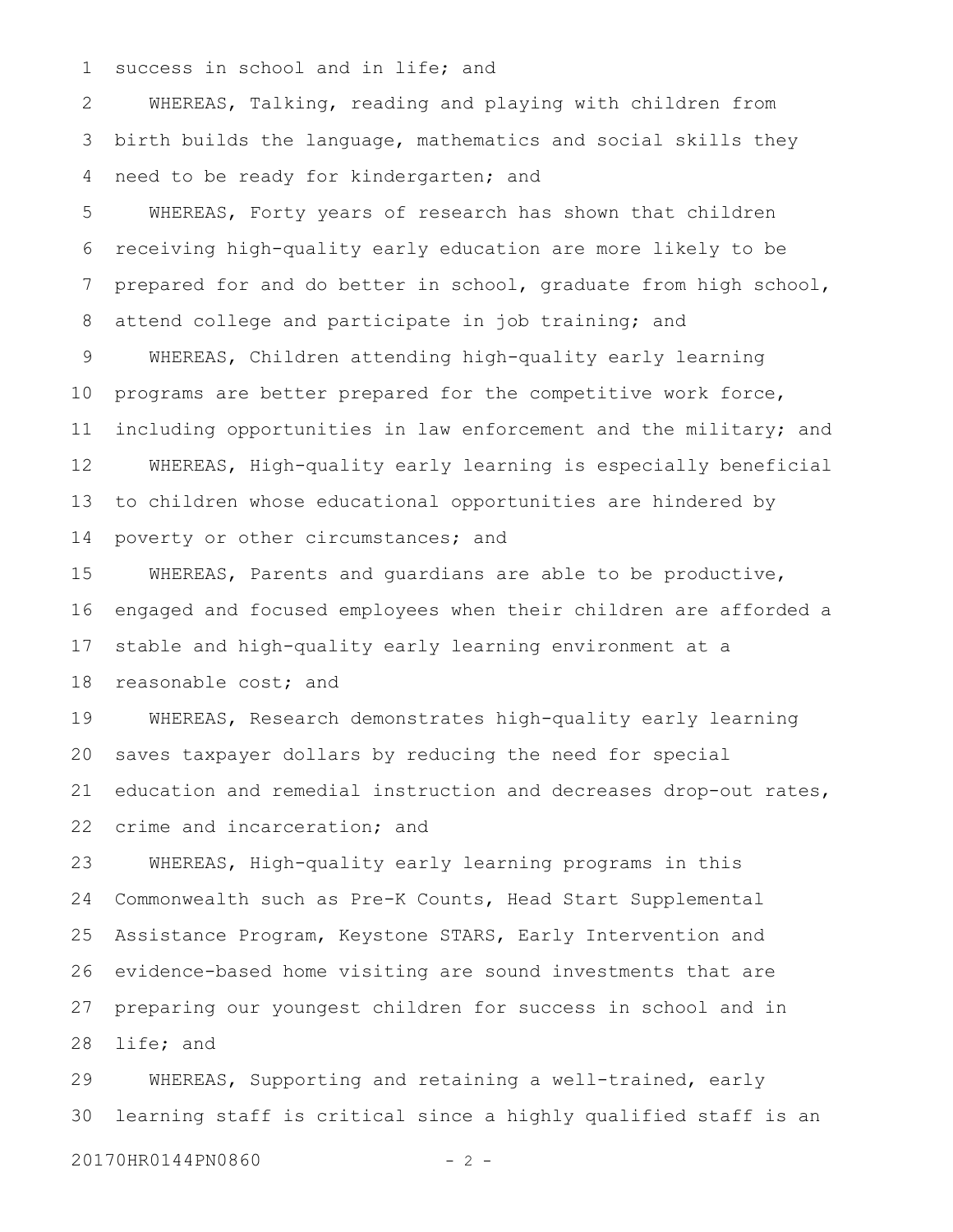success in school and in life; and

WHEREAS, Talking, reading and playing with children from birth builds the language, mathematics and social skills they need to be ready for kindergarten; and

WHEREAS, Forty years of research has shown that children receiving high-quality early education are more likely to be prepared for and do better in school, graduate from high school, attend college and participate in job training; and

WHEREAS, Children attending high-quality early learning programs are better prepared for the competitive work force, including opportunities in law enforcement and the military; and

WHEREAS, High-quality early learning is especially beneficial to children whose educational opportunities are hindered by poverty or other circumstances; and

WHEREAS, Parents and guardians are able to be productive, engaged and focused employees when their children are afforded a stable and high-quality early learning environment at a reasonable cost; and

WHEREAS, Research demonstrates high-quality early learning saves taxpayer dollars by reducing the need for special education and remedial instruction and decreases drop-out rates, crime and incarceration; and

WHEREAS, High-quality early learning programs in this Commonwealth such as Pre-K Counts, Head Start Supplemental Assistance Program, Keystone STARS, Early Intervention and evidence-based home visiting are sound investments that are preparing our youngest children for success in school and in life; and

WHEREAS, Supporting and retaining a well-trained, early learning staff is critical since a highly qualified staff is an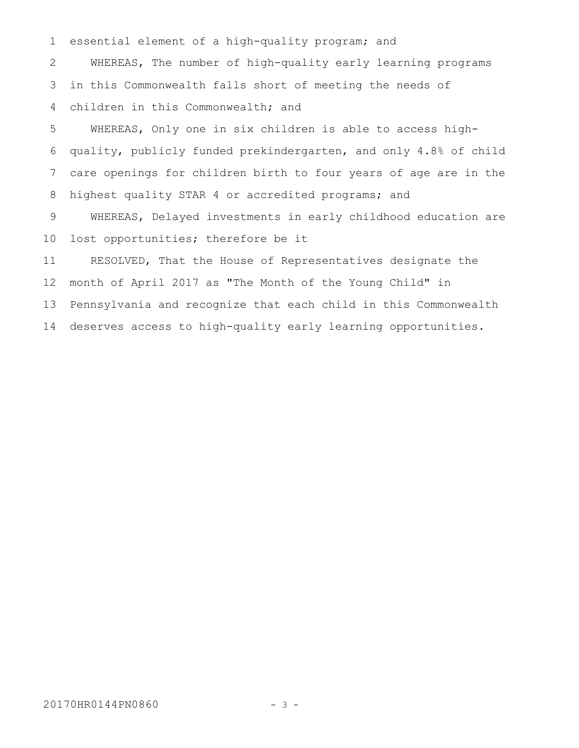essential element of a high-quality program; and

WHEREAS, The number of high-quality early learning programs in this Commonwealth falls short of meeting the needs of children in this Commonwealth; and

WHEREAS, Only one in six children is able to access high-quality, publicly funded prekindergarten, and only 4.8% of child care openings for children birth to four years of age are in the highest quality STAR 4 or accredited programs; and

WHEREAS, Delayed investments in early childhood education are lost opportunities; therefore be it

RESOLVED, That the House of Representatives designate the month of April 2017 as "The Month of the Young Child" in Pennsylvania and recognize that each child in this Commonwealth deserves access to high-quality early learning opportunities.